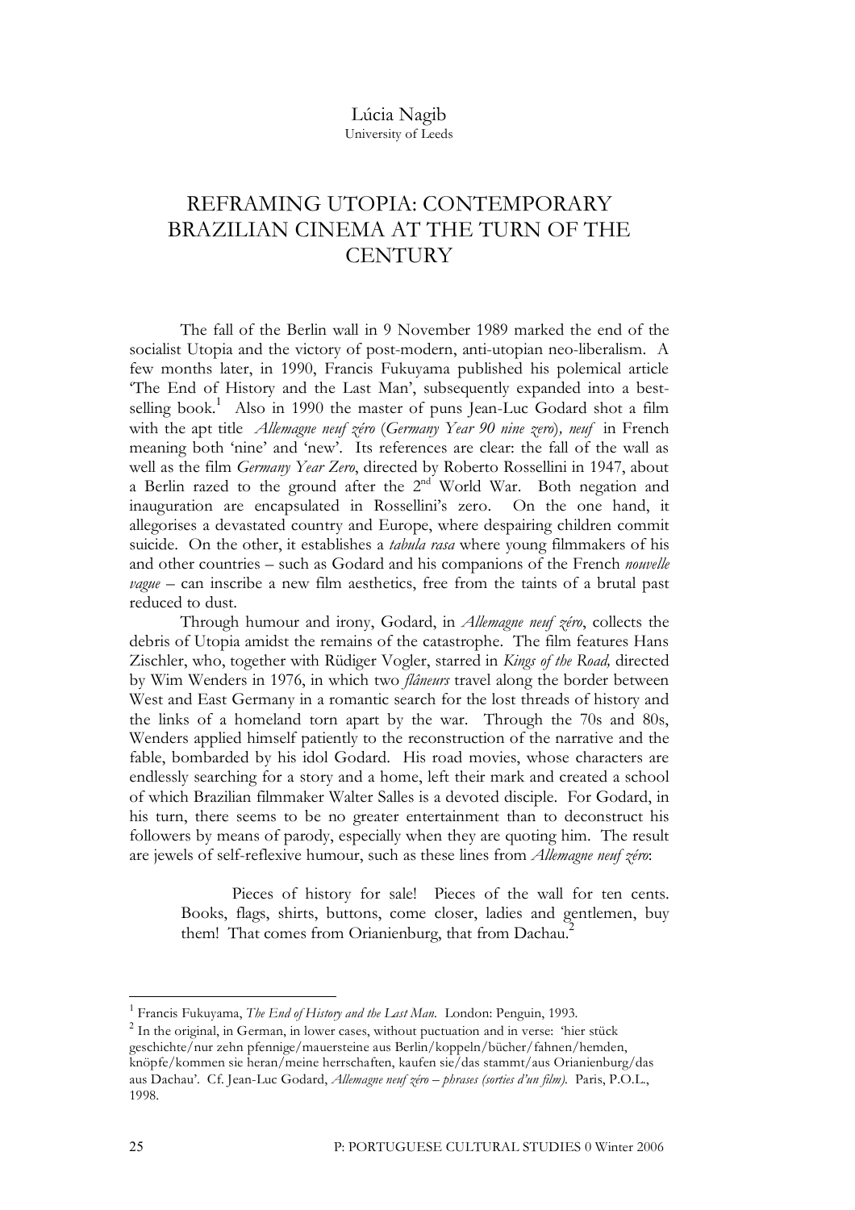Lúcia Nagib
University of Leeds

# REFRAMING UTOPIA: CONTEMPORARY BRAZILIAN CINEMA AT THE TURN OF THE CENTURY

The fall of the Berlin wall in 9 November 1989 marked the end of the socialist Utopia and the victory of post-modern, anti-utopian neo-liberalism. A few months later, in 1990, Francis Fukuyama published his polemical article 'The End of History and the Last Man', subsequently expanded into a best-selling book.[1] Also in 1990 the master of puns Jean-Luc Godard shot a film with the apt title *Allemagne neuf zéro* (*Germany Year 90 nine zero*), *neuf* in French meaning both 'nine' and 'new'. Its references are clear: the fall of the wall as well as the film *Germany Year Zero*, directed by Roberto Rossellini in 1947, about a Berlin razed to the ground after the 2nd World War. Both negation and inauguration are encapsulated in Rossellini's zero. On the one hand, it allegorises a devastated country and Europe, where despairing children commit suicide. On the other, it establishes a *tabula rasa* where young filmmakers of his and other countries – such as Godard and his companions of the French *nouvelle vague* – can inscribe a new film aesthetics, free from the taints of a brutal past reduced to dust.

Through humour and irony, Godard, in *Allemagne neuf zéro*, collects the debris of Utopia amidst the remains of the catastrophe. The film features Hans Zischler, who, together with Rüdiger Vogler, starred in *Kings of the Road,* directed by Wim Wenders in 1976, in which two *flâneurs* travel along the border between West and East Germany in a romantic search for the lost threads of history and the links of a homeland torn apart by the war. Through the 70s and 80s, Wenders applied himself patiently to the reconstruction of the narrative and the fable, bombarded by his idol Godard. His road movies, whose characters are endlessly searching for a story and a home, left their mark and created a school of which Brazilian filmmaker Walter Salles is a devoted disciple. For Godard, in his turn, there seems to be no greater entertainment than to deconstruct his followers by means of parody, especially when they are quoting him. The result are jewels of self-reflexive humour, such as these lines from *Allemagne neuf zéro*:

> Pieces of history for sale! Pieces of the wall for ten cents. Books, flags, shirts, buttons, come closer, ladies and gentlemen, buy them! That comes from Orianienburg, that from Dachau.[2]

---

[1] Francis Fukuyama, *The End of History and the Last Man.* London: Penguin, 1993.

[2] In the original, in German, in lower cases, without puctuation and in verse: 'hier stück geschichte/nur zehn pfennige/mauersteine aus Berlin/koppeln/bücher/fahnen/hemden, knöpfe/kommen sie heran/meine herrschaften, kaufen sie/das stammt/aus Orianienburg/das aus Dachau'. Cf. Jean-Luc Godard, *Allemagne neuf zéro – phrases (sorties d'un film).* Paris, P.O.L., 1998.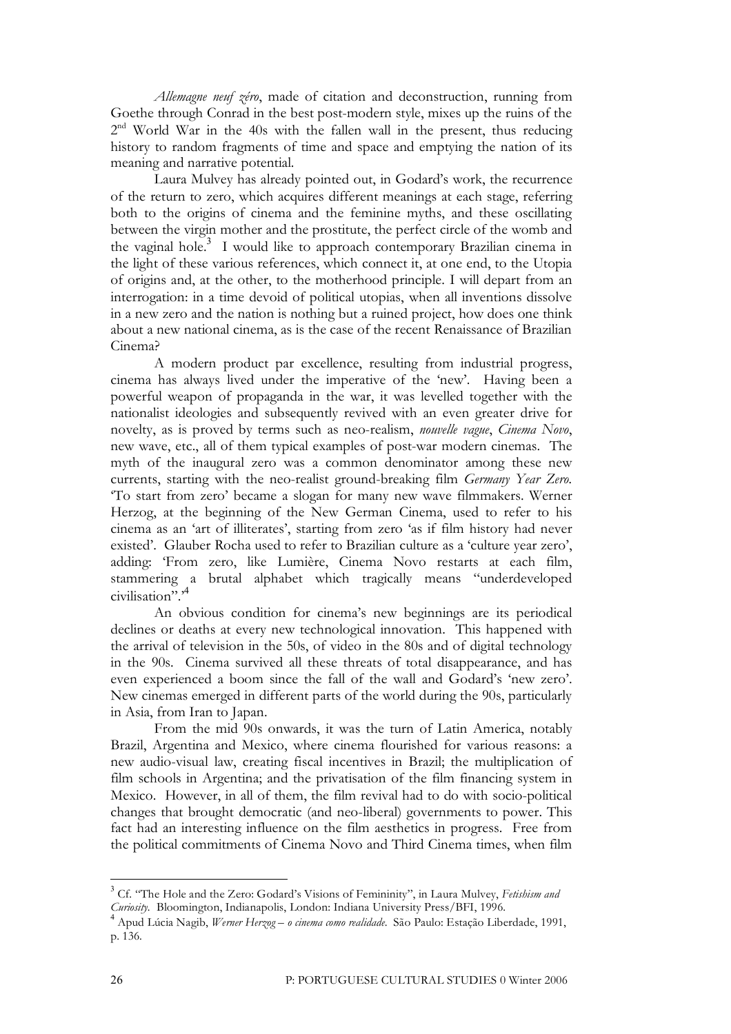*Allemagne neuf zéro*, made of citation and deconstruction, running from Goethe through Conrad in the best post-modern style, mixes up the ruins of the 2nd World War in the 40s with the fallen wall in the present, thus reducing history to random fragments of time and space and emptying the nation of its meaning and narrative potential.

Laura Mulvey has already pointed out, in Godard's work, the recurrence of the return to zero, which acquires different meanings at each stage, referring both to the origins of cinema and the feminine myths, and these oscillating between the virgin mother and the prostitute, the perfect circle of the womb and the vaginal hole.[3] I would like to approach contemporary Brazilian cinema in the light of these various references, which connect it, at one end, to the Utopia of origins and, at the other, to the motherhood principle. I will depart from an interrogation: in a time devoid of political utopias, when all inventions dissolve in a new zero and the nation is nothing but a ruined project, how does one think about a new national cinema, as is the case of the recent Renaissance of Brazilian Cinema?

A modern product par excellence, resulting from industrial progress, cinema has always lived under the imperative of the 'new'. Having been a powerful weapon of propaganda in the war, it was levelled together with the nationalist ideologies and subsequently revived with an even greater drive for novelty, as is proved by terms such as neo-realism, *nouvelle vague*, *Cinema Novo*, new wave, etc., all of them typical examples of post-war modern cinemas. The myth of the inaugural zero was a common denominator among these new currents, starting with the neo-realist ground-breaking film *Germany Year Zero*. 'To start from zero' became a slogan for many new wave filmmakers. Werner Herzog, at the beginning of the New German Cinema, used to refer to his cinema as an 'art of illiterates', starting from zero 'as if film history had never existed'. Glauber Rocha used to refer to Brazilian culture as a 'culture year zero', adding: 'From zero, like Lumière, Cinema Novo restarts at each film, stammering a brutal alphabet which tragically means "underdeveloped civilisation".'[4]

An obvious condition for cinema's new beginnings are its periodical declines or deaths at every new technological innovation. This happened with the arrival of television in the 50s, of video in the 80s and of digital technology in the 90s. Cinema survived all these threats of total disappearance, and has even experienced a boom since the fall of the wall and Godard's 'new zero'. New cinemas emerged in different parts of the world during the 90s, particularly in Asia, from Iran to Japan.

From the mid 90s onwards, it was the turn of Latin America, notably Brazil, Argentina and Mexico, where cinema flourished for various reasons: a new audio-visual law, creating fiscal incentives in Brazil; the multiplication of film schools in Argentina; and the privatisation of the film financing system in Mexico. However, in all of them, the film revival had to do with socio-political changes that brought democratic (and neo-liberal) governments to power. This fact had an interesting influence on the film aesthetics in progress. Free from the political commitments of Cinema Novo and Third Cinema times, when film

---

[3] Cf. "The Hole and the Zero: Godard's Visions of Femininity", in Laura Mulvey, *Fetishism and Curiosity*. Bloomington, Indianapolis, London: Indiana University Press/BFI, 1996.

[4] Apud Lúcia Nagib, *Werner Herzog – o cinema como realidade*. São Paulo: Estação Liberdade, 1991, p. 136.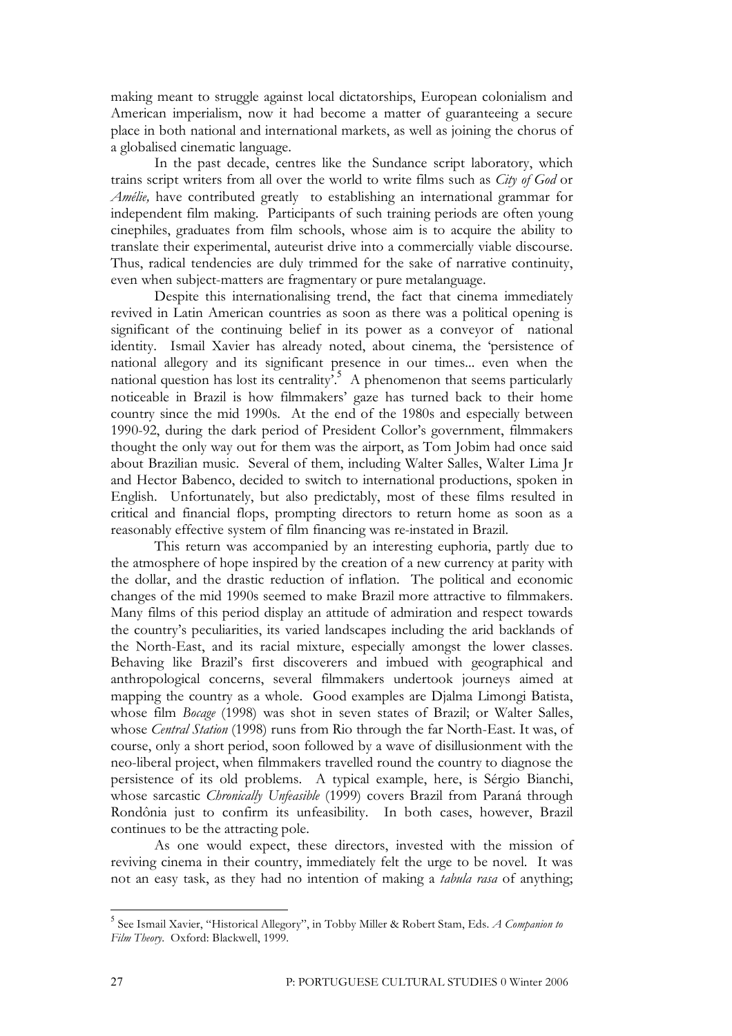making meant to struggle against local dictatorships, European colonialism and American imperialism, now it had become a matter of guaranteeing a secure place in both national and international markets, as well as joining the chorus of a globalised cinematic language.

In the past decade, centres like the Sundance script laboratory, which trains script writers from all over the world to write films such as *City of God* or *Amélie,* have contributed greatly to establishing an international grammar for independent film making. Participants of such training periods are often young cinephiles, graduates from film schools, whose aim is to acquire the ability to translate their experimental, auteurist drive into a commercially viable discourse. Thus, radical tendencies are duly trimmed for the sake of narrative continuity, even when subject-matters are fragmentary or pure metalanguage.

Despite this internationalising trend, the fact that cinema immediately revived in Latin American countries as soon as there was a political opening is significant of the continuing belief in its power as a conveyor of national identity. Ismail Xavier has already noted, about cinema, the 'persistence of national allegory and its significant presence in our times... even when the national question has lost its centrality'.[5] A phenomenon that seems particularly noticeable in Brazil is how filmmakers' gaze has turned back to their home country since the mid 1990s. At the end of the 1980s and especially between 1990-92, during the dark period of President Collor's government, filmmakers thought the only way out for them was the airport, as Tom Jobim had once said about Brazilian music. Several of them, including Walter Salles, Walter Lima Jr and Hector Babenco, decided to switch to international productions, spoken in English. Unfortunately, but also predictably, most of these films resulted in critical and financial flops, prompting directors to return home as soon as a reasonably effective system of film financing was re-instated in Brazil.

This return was accompanied by an interesting euphoria, partly due to the atmosphere of hope inspired by the creation of a new currency at parity with the dollar, and the drastic reduction of inflation. The political and economic changes of the mid 1990s seemed to make Brazil more attractive to filmmakers. Many films of this period display an attitude of admiration and respect towards the country's peculiarities, its varied landscapes including the arid backlands of the North-East, and its racial mixture, especially amongst the lower classes. Behaving like Brazil's first discoverers and imbued with geographical and anthropological concerns, several filmmakers undertook journeys aimed at mapping the country as a whole. Good examples are Djalma Limongi Batista, whose film *Bocage* (1998) was shot in seven states of Brazil; or Walter Salles, whose *Central Station* (1998) runs from Rio through the far North-East. It was, of course, only a short period, soon followed by a wave of disillusionment with the neo-liberal project, when filmmakers travelled round the country to diagnose the persistence of its old problems. A typical example, here, is Sérgio Bianchi, whose sarcastic *Chronically Unfeasible* (1999) covers Brazil from Paraná through Rondônia just to confirm its unfeasibility. In both cases, however, Brazil continues to be the attracting pole.

As one would expect, these directors, invested with the mission of reviving cinema in their country, immediately felt the urge to be novel. It was not an easy task, as they had no intention of making a *tabula rasa* of anything;

---

[5] See Ismail Xavier, "Historical Allegory", in Tobby Miller & Robert Stam, Eds. *A Companion to Film Theory*. Oxford: Blackwell, 1999.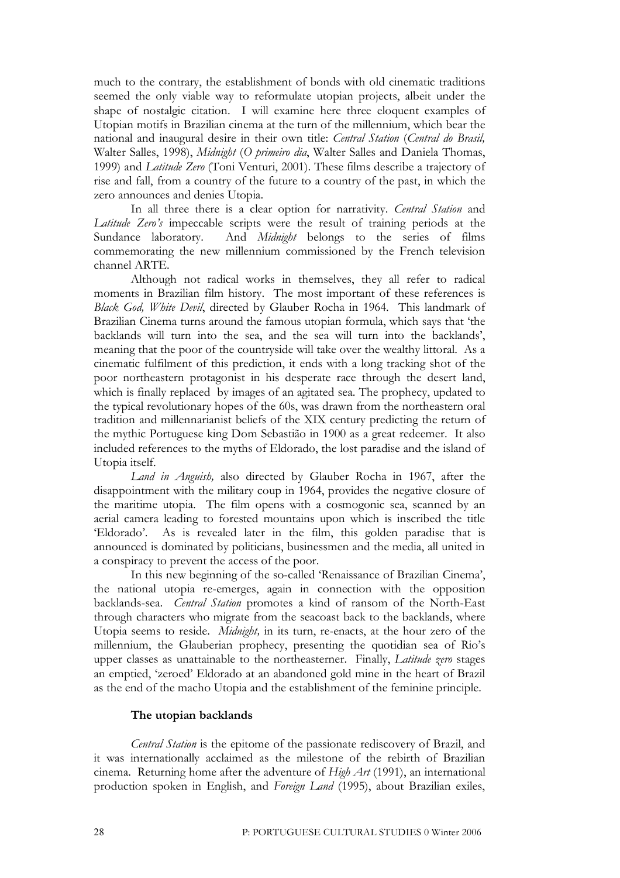much to the contrary, the establishment of bonds with old cinematic traditions seemed the only viable way to reformulate utopian projects, albeit under the shape of nostalgic citation. I will examine here three eloquent examples of Utopian motifs in Brazilian cinema at the turn of the millennium, which bear the national and inaugural desire in their own title: *Central Station* (*Central do Brasil,* Walter Salles, 1998), *Midnight* (*O primeiro dia*, Walter Salles and Daniela Thomas, 1999) and *Latitude Zero* (Toni Venturi, 2001). These films describe a trajectory of rise and fall, from a country of the future to a country of the past, in which the zero announces and denies Utopia.

In all three there is a clear option for narrativity. *Central Station* and *Latitude Zero's* impeccable scripts were the result of training periods at the Sundance laboratory. And *Midnight* belongs to the series of films commemorating the new millennium commissioned by the French television channel ARTE.

Although not radical works in themselves, they all refer to radical moments in Brazilian film history. The most important of these references is *Black God, White Devil*, directed by Glauber Rocha in 1964. This landmark of Brazilian Cinema turns around the famous utopian formula, which says that 'the backlands will turn into the sea, and the sea will turn into the backlands', meaning that the poor of the countryside will take over the wealthy littoral. As a cinematic fulfilment of this prediction, it ends with a long tracking shot of the poor northeastern protagonist in his desperate race through the desert land, which is finally replaced by images of an agitated sea. The prophecy, updated to the typical revolutionary hopes of the 60s, was drawn from the northeastern oral tradition and millennarianist beliefs of the XIX century predicting the return of the mythic Portuguese king Dom Sebastião in 1900 as a great redeemer. It also included references to the myths of Eldorado, the lost paradise and the island of Utopia itself.

*Land in Anguish,* also directed by Glauber Rocha in 1967, after the disappointment with the military coup in 1964, provides the negative closure of the maritime utopia. The film opens with a cosmogonic sea, scanned by an aerial camera leading to forested mountains upon which is inscribed the title 'Eldorado'. As is revealed later in the film, this golden paradise that is announced is dominated by politicians, businessmen and the media, all united in a conspiracy to prevent the access of the poor.

In this new beginning of the so-called 'Renaissance of Brazilian Cinema', the national utopia re-emerges, again in connection with the opposition backlands-sea. *Central Station* promotes a kind of ransom of the North-East through characters who migrate from the seacoast back to the backlands, where Utopia seems to reside. *Midnight,* in its turn, re-enacts, at the hour zero of the millennium, the Glauberian prophecy, presenting the quotidian sea of Rio's upper classes as unattainable to the northeasterner. Finally, *Latitude zero* stages an emptied, 'zeroed' Eldorado at an abandoned gold mine in the heart of Brazil as the end of the macho Utopia and the establishment of the feminine principle.

### The utopian backlands

*Central Station* is the epitome of the passionate rediscovery of Brazil, and it was internationally acclaimed as the milestone of the rebirth of Brazilian cinema. Returning home after the adventure of *High Art* (1991), an international production spoken in English, and *Foreign Land* (1995), about Brazilian exiles,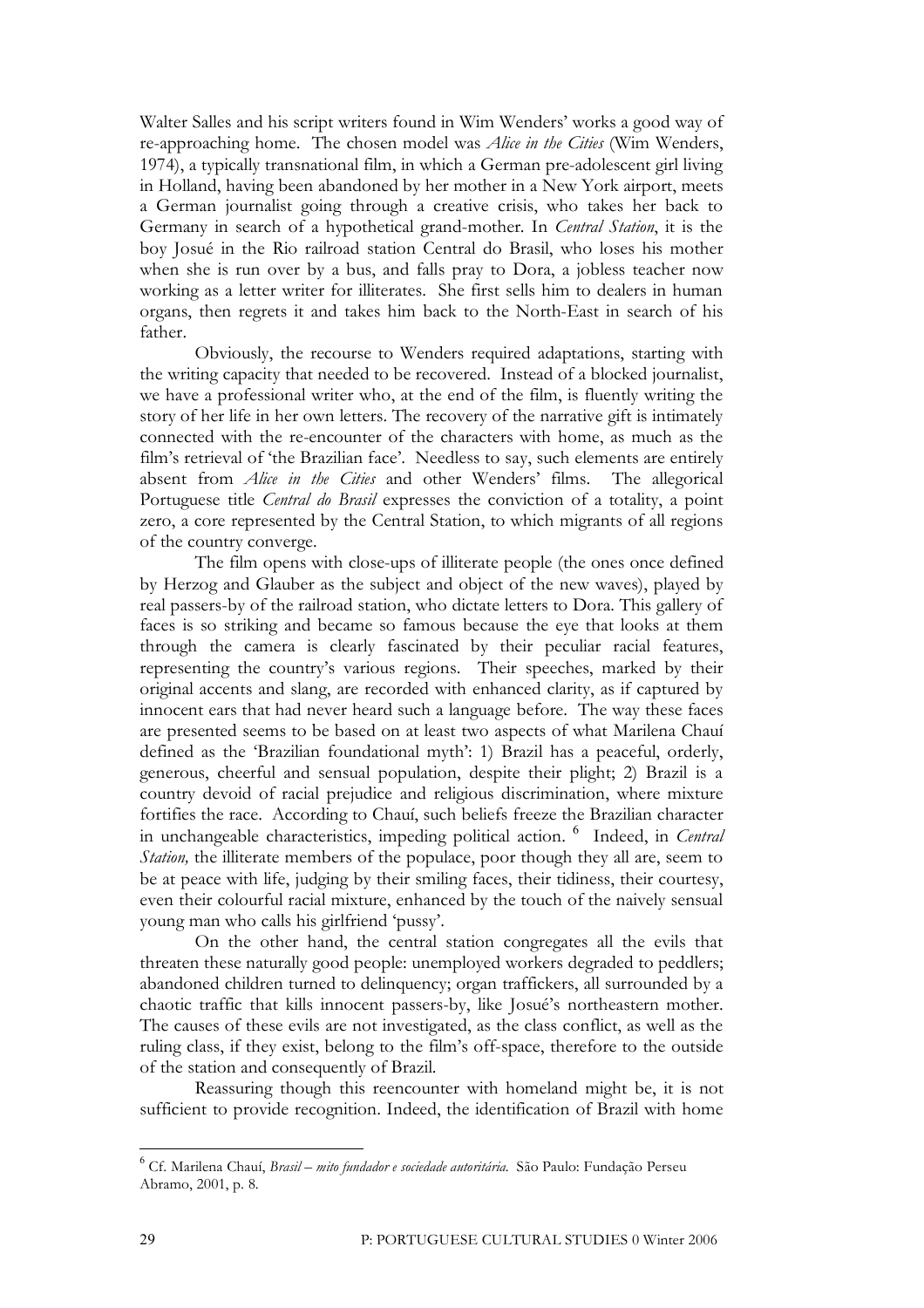Walter Salles and his script writers found in Wim Wenders' works a good way of re-approaching home. The chosen model was *Alice in the Cities* (Wim Wenders, 1974), a typically transnational film, in which a German pre-adolescent girl living in Holland, having been abandoned by her mother in a New York airport, meets a German journalist going through a creative crisis, who takes her back to Germany in search of a hypothetical grand-mother. In *Central Station*, it is the boy Josué in the Rio railroad station Central do Brasil, who loses his mother when she is run over by a bus, and falls pray to Dora, a jobless teacher now working as a letter writer for illiterates. She first sells him to dealers in human organs, then regrets it and takes him back to the North-East in search of his father.

Obviously, the recourse to Wenders required adaptations, starting with the writing capacity that needed to be recovered. Instead of a blocked journalist, we have a professional writer who, at the end of the film, is fluently writing the story of her life in her own letters. The recovery of the narrative gift is intimately connected with the re-encounter of the characters with home, as much as the film's retrieval of 'the Brazilian face'. Needless to say, such elements are entirely absent from *Alice in the Cities* and other Wenders' films. The allegorical Portuguese title *Central do Brasil* expresses the conviction of a totality, a point zero, a core represented by the Central Station, to which migrants of all regions of the country converge.

The film opens with close-ups of illiterate people (the ones once defined by Herzog and Glauber as the subject and object of the new waves), played by real passers-by of the railroad station, who dictate letters to Dora. This gallery of faces is so striking and became so famous because the eye that looks at them through the camera is clearly fascinated by their peculiar racial features, representing the country's various regions. Their speeches, marked by their original accents and slang, are recorded with enhanced clarity, as if captured by innocent ears that had never heard such a language before. The way these faces are presented seems to be based on at least two aspects of what Marilena Chauí defined as the 'Brazilian foundational myth': 1) Brazil has a peaceful, orderly, generous, cheerful and sensual population, despite their plight; 2) Brazil is a country devoid of racial prejudice and religious discrimination, where mixture fortifies the race. According to Chauí, such beliefs freeze the Brazilian character in unchangeable characteristics, impeding political action. [6] Indeed, in *Central Station,* the illiterate members of the populace, poor though they all are, seem to be at peace with life, judging by their smiling faces, their tidiness, their courtesy, even their colourful racial mixture, enhanced by the touch of the naively sensual young man who calls his girlfriend 'pussy'.

On the other hand, the central station congregates all the evils that threaten these naturally good people: unemployed workers degraded to peddlers; abandoned children turned to delinquency; organ traffickers, all surrounded by a chaotic traffic that kills innocent passers-by, like Josué's northeastern mother. The causes of these evils are not investigated, as the class conflict, as well as the ruling class, if they exist, belong to the film's off-space, therefore to the outside of the station and consequently of Brazil.

Reassuring though this reencounter with homeland might be, it is not sufficient to provide recognition. Indeed, the identification of Brazil with home

[6] Cf. Marilena Chauí, *Brasil – mito fundador e sociedade autoritária.* São Paulo: Fundação Perseu Abramo, 2001, p. 8.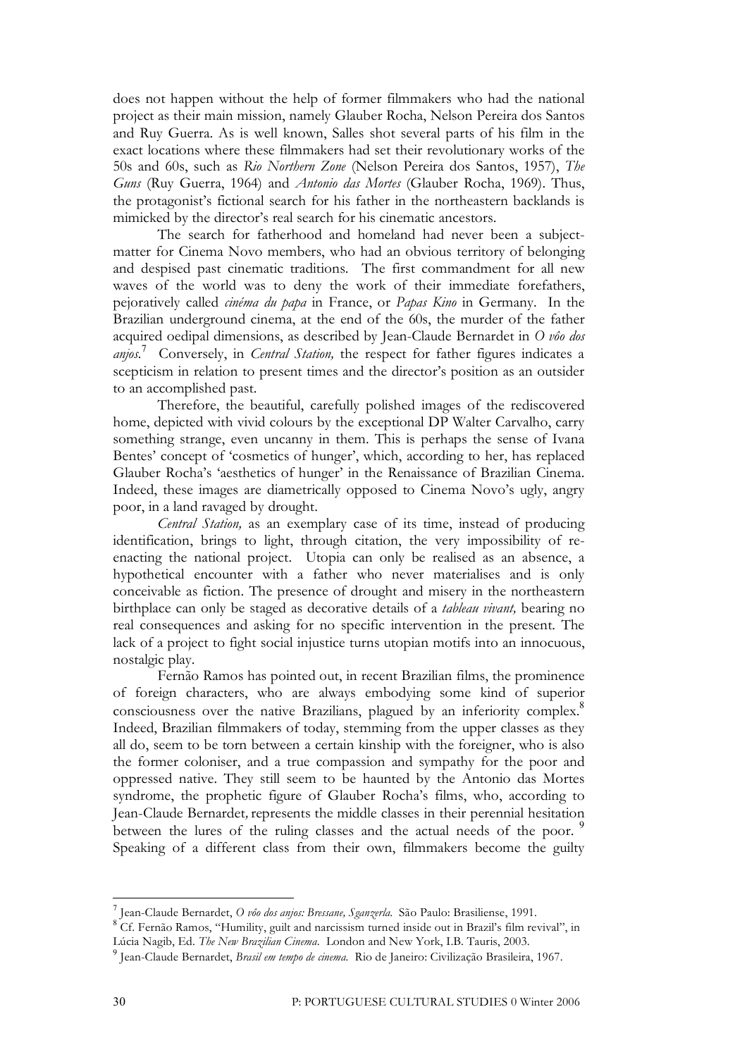does not happen without the help of former filmmakers who had the national project as their main mission, namely Glauber Rocha, Nelson Pereira dos Santos and Ruy Guerra. As is well known, Salles shot several parts of his film in the exact locations where these filmmakers had set their revolutionary works of the 50s and 60s, such as *Rio Northern Zone* (Nelson Pereira dos Santos, 1957), *The Guns* (Ruy Guerra, 1964) and *Antonio das Mortes* (Glauber Rocha, 1969). Thus, the protagonist's fictional search for his father in the northeastern backlands is mimicked by the director's real search for his cinematic ancestors.

The search for fatherhood and homeland had never been a subject-matter for Cinema Novo members, who had an obvious territory of belonging and despised past cinematic traditions. The first commandment for all new waves of the world was to deny the work of their immediate forefathers, pejoratively called *cinéma du papa* in France, or *Papas Kino* in Germany. In the Brazilian underground cinema, at the end of the 60s, the murder of the father acquired oedipal dimensions, as described by Jean-Claude Bernardet in *O vôo dos anjos*.[7] Conversely, in *Central Station,* the respect for father figures indicates a scepticism in relation to present times and the director's position as an outsider to an accomplished past.

Therefore, the beautiful, carefully polished images of the rediscovered home, depicted with vivid colours by the exceptional DP Walter Carvalho, carry something strange, even uncanny in them. This is perhaps the sense of Ivana Bentes' concept of 'cosmetics of hunger', which, according to her, has replaced Glauber Rocha's 'aesthetics of hunger' in the Renaissance of Brazilian Cinema. Indeed, these images are diametrically opposed to Cinema Novo's ugly, angry poor, in a land ravaged by drought.

*Central Station,* as an exemplary case of its time, instead of producing identification, brings to light, through citation, the very impossibility of re-enacting the national project. Utopia can only be realised as an absence, a hypothetical encounter with a father who never materialises and is only conceivable as fiction. The presence of drought and misery in the northeastern birthplace can only be staged as decorative details of a *tableau vivant,* bearing no real consequences and asking for no specific intervention in the present. The lack of a project to fight social injustice turns utopian motifs into an innocuous, nostalgic play.

Fernão Ramos has pointed out, in recent Brazilian films, the prominence of foreign characters, who are always embodying some kind of superior consciousness over the native Brazilians, plagued by an inferiority complex.[8] Indeed, Brazilian filmmakers of today, stemming from the upper classes as they all do, seem to be torn between a certain kinship with the foreigner, who is also the former coloniser, and a true compassion and sympathy for the poor and oppressed native. They still seem to be haunted by the Antonio das Mortes syndrome, the prophetic figure of Glauber Rocha's films, who, according to Jean-Claude Bernardet, represents the middle classes in their perennial hesitation between the lures of the ruling classes and the actual needs of the poor.[9] Speaking of a different class from their own, filmmakers become the guilty

---

[7] Jean-Claude Bernardet, *O vôo dos anjos: Bressane, Sganzerla.* São Paulo: Brasiliense, 1991.

[8] Cf. Fernão Ramos, "Humility, guilt and narcissism turned inside out in Brazil's film revival", in Lúcia Nagib, Ed. *The New Brazilian Cinema*. London and New York, I.B. Tauris, 2003.

[9] Jean-Claude Bernardet, *Brasil em tempo de cinema.* Rio de Janeiro: Civilização Brasileira, 1967.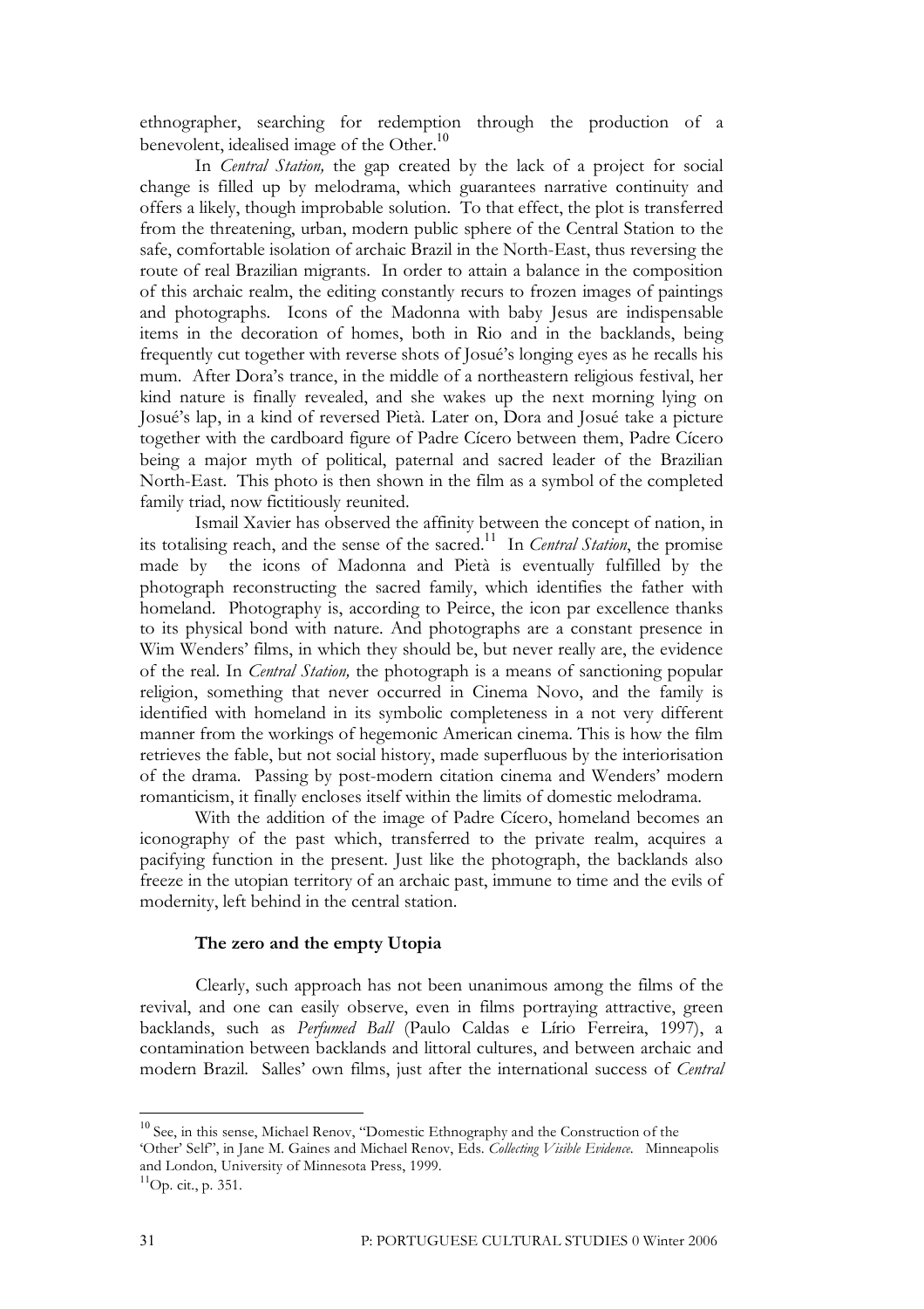ethnographer, searching for redemption through the production of a benevolent, idealised image of the Other.[10]

In *Central Station,* the gap created by the lack of a project for social change is filled up by melodrama, which guarantees narrative continuity and offers a likely, though improbable solution. To that effect, the plot is transferred from the threatening, urban, modern public sphere of the Central Station to the safe, comfortable isolation of archaic Brazil in the North-East, thus reversing the route of real Brazilian migrants. In order to attain a balance in the composition of this archaic realm, the editing constantly recurs to frozen images of paintings and photographs. Icons of the Madonna with baby Jesus are indispensable items in the decoration of homes, both in Rio and in the backlands, being frequently cut together with reverse shots of Josué's longing eyes as he recalls his mum. After Dora's trance, in the middle of a northeastern religious festival, her kind nature is finally revealed, and she wakes up the next morning lying on Josué's lap, in a kind of reversed Pietà. Later on, Dora and Josué take a picture together with the cardboard figure of Padre Cícero between them, Padre Cícero being a major myth of political, paternal and sacred leader of the Brazilian North-East. This photo is then shown in the film as a symbol of the completed family triad, now fictitiously reunited.

Ismail Xavier has observed the affinity between the concept of nation, in its totalising reach, and the sense of the sacred.[11] In *Central Station*, the promise made by the icons of Madonna and Pietà is eventually fulfilled by the photograph reconstructing the sacred family, which identifies the father with homeland. Photography is, according to Peirce, the icon par excellence thanks to its physical bond with nature. And photographs are a constant presence in Wim Wenders' films, in which they should be, but never really are, the evidence of the real. In *Central Station,* the photograph is a means of sanctioning popular religion, something that never occurred in Cinema Novo, and the family is identified with homeland in its symbolic completeness in a not very different manner from the workings of hegemonic American cinema. This is how the film retrieves the fable, but not social history, made superfluous by the interiorisation of the drama. Passing by post-modern citation cinema and Wenders' modern romanticism, it finally encloses itself within the limits of domestic melodrama.

With the addition of the image of Padre Cícero, homeland becomes an iconography of the past which, transferred to the private realm, acquires a pacifying function in the present. Just like the photograph, the backlands also freeze in the utopian territory of an archaic past, immune to time and the evils of modernity, left behind in the central station.

### The zero and the empty Utopia

Clearly, such approach has not been unanimous among the films of the revival, and one can easily observe, even in films portraying attractive, green backlands, such as *Perfumed Ball* (Paulo Caldas e Lírio Ferreira, 1997), a contamination between backlands and littoral cultures, and between archaic and modern Brazil. Salles' own films, just after the international success of *Central*

---

[10] See, in this sense, Michael Renov, "Domestic Ethnography and the Construction of the 'Other' Self", in Jane M. Gaines and Michael Renov, Eds. *Collecting Visible Evidence*. Minneapolis and London, University of Minnesota Press, 1999.

[11] Op. cit., p. 351.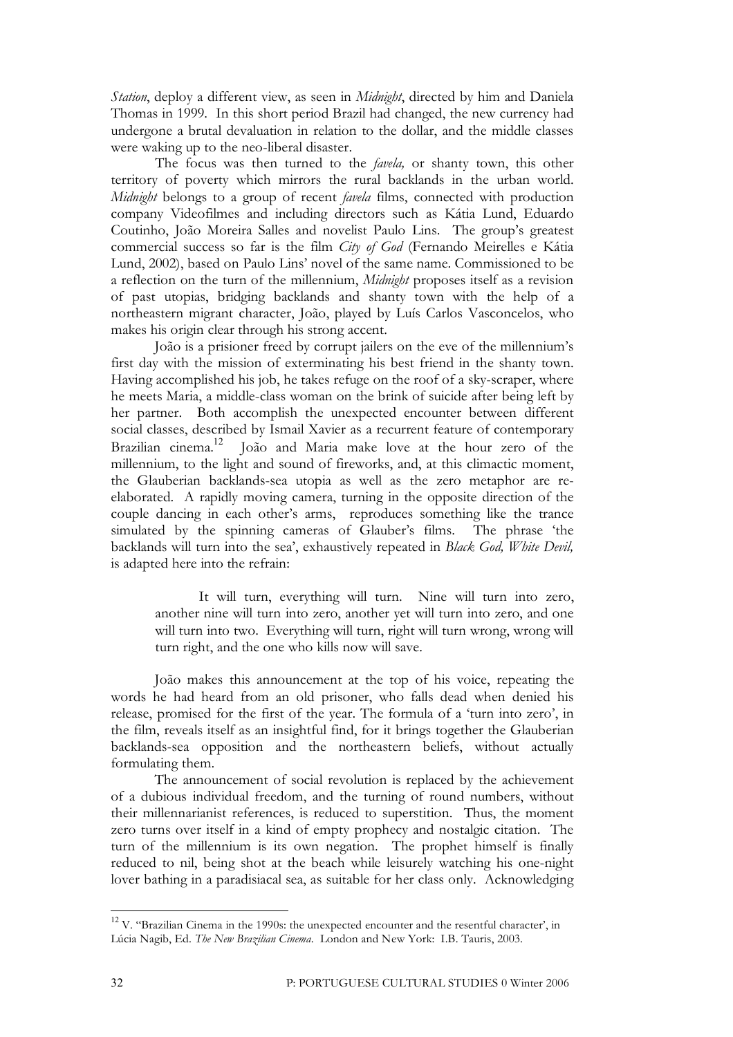*Station*, deploy a different view, as seen in *Midnight*, directed by him and Daniela Thomas in 1999. In this short period Brazil had changed, the new currency had undergone a brutal devaluation in relation to the dollar, and the middle classes were waking up to the neo-liberal disaster.

The focus was then turned to the *favela,* or shanty town, this other territory of poverty which mirrors the rural backlands in the urban world. *Midnight* belongs to a group of recent *favela* films, connected with production company Videofilmes and including directors such as Kátia Lund, Eduardo Coutinho, João Moreira Salles and novelist Paulo Lins. The group's greatest commercial success so far is the film *City of God* (Fernando Meirelles e Kátia Lund, 2002), based on Paulo Lins' novel of the same name. Commissioned to be a reflection on the turn of the millennium, *Midnight* proposes itself as a revision of past utopias, bridging backlands and shanty town with the help of a northeastern migrant character, João, played by Luís Carlos Vasconcelos, who makes his origin clear through his strong accent.

João is a prisioner freed by corrupt jailers on the eve of the millennium's first day with the mission of exterminating his best friend in the shanty town. Having accomplished his job, he takes refuge on the roof of a sky-scraper, where he meets Maria, a middle-class woman on the brink of suicide after being left by her partner. Both accomplish the unexpected encounter between different social classes, described by Ismail Xavier as a recurrent feature of contemporary Brazilian cinema.[12] João and Maria make love at the hour zero of the millennium, to the light and sound of fireworks, and, at this climactic moment, the Glauberian backlands-sea utopia as well as the zero metaphor are re-elaborated. A rapidly moving camera, turning in the opposite direction of the couple dancing in each other's arms, reproduces something like the trance simulated by the spinning cameras of Glauber's films. The phrase 'the backlands will turn into the sea', exhaustively repeated in *Black God, White Devil,* is adapted here into the refrain:

> It will turn, everything will turn. Nine will turn into zero, another nine will turn into zero, another yet will turn into zero, and one will turn into two. Everything will turn, right will turn wrong, wrong will turn right, and the one who kills now will save.

João makes this announcement at the top of his voice, repeating the words he had heard from an old prisoner, who falls dead when denied his release, promised for the first of the year. The formula of a 'turn into zero', in the film, reveals itself as an insightful find, for it brings together the Glauberian backlands-sea opposition and the northeastern beliefs, without actually formulating them.

The announcement of social revolution is replaced by the achievement of a dubious individual freedom, and the turning of round numbers, without their millennarianist references, is reduced to superstition. Thus, the moment zero turns over itself in a kind of empty prophecy and nostalgic citation. The turn of the millennium is its own negation. The prophet himself is finally reduced to nil, being shot at the beach while leisurely watching his one-night lover bathing in a paradisiacal sea, as suitable for her class only. Acknowledging

---

[12] V. "Brazilian Cinema in the 1990s: the unexpected encounter and the resentful character', in Lúcia Nagib, Ed. *The New Brazilian Cinema*. London and New York: I.B. Tauris, 2003.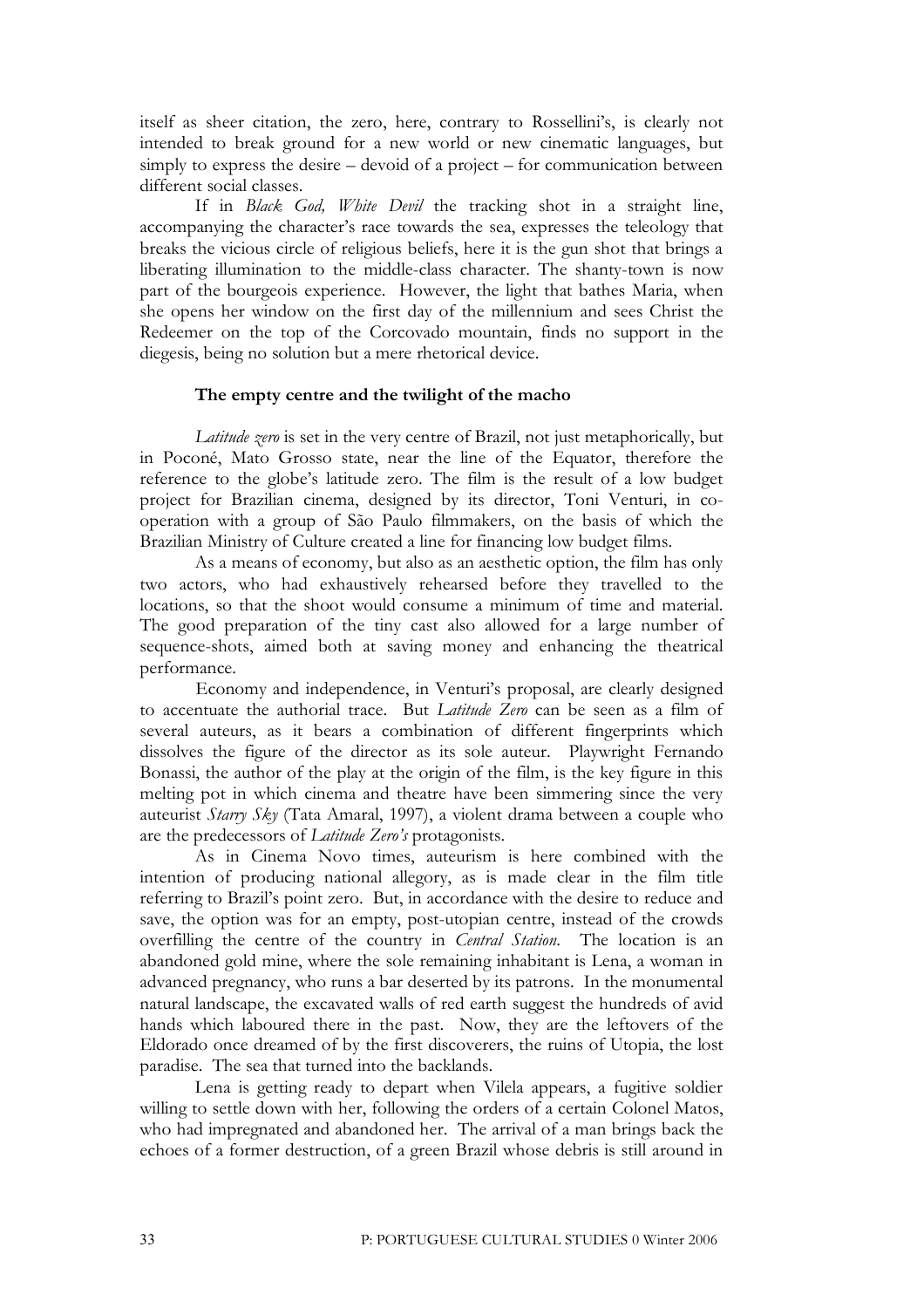itself as sheer citation, the zero, here, contrary to Rossellini's, is clearly not intended to break ground for a new world or new cinematic languages, but simply to express the desire – devoid of a project – for communication between different social classes.

If in *Black God, White Devil* the tracking shot in a straight line, accompanying the character's race towards the sea, expresses the teleology that breaks the vicious circle of religious beliefs, here it is the gun shot that brings a liberating illumination to the middle-class character. The shanty-town is now part of the bourgeois experience. However, the light that bathes Maria, when she opens her window on the first day of the millennium and sees Christ the Redeemer on the top of the Corcovado mountain, finds no support in the diegesis, being no solution but a mere rhetorical device.

### The empty centre and the twilight of the macho

*Latitude zero* is set in the very centre of Brazil, not just metaphorically, but in Poconé, Mato Grosso state, near the line of the Equator, therefore the reference to the globe's latitude zero. The film is the result of a low budget project for Brazilian cinema, designed by its director, Toni Venturi, in co-operation with a group of São Paulo filmmakers, on the basis of which the Brazilian Ministry of Culture created a line for financing low budget films.

As a means of economy, but also as an aesthetic option, the film has only two actors, who had exhaustively rehearsed before they travelled to the locations, so that the shoot would consume a minimum of time and material. The good preparation of the tiny cast also allowed for a large number of sequence-shots, aimed both at saving money and enhancing the theatrical performance.

Economy and independence, in Venturi's proposal, are clearly designed to accentuate the authorial trace. But *Latitude Zero* can be seen as a film of several auteurs, as it bears a combination of different fingerprints which dissolves the figure of the director as its sole auteur. Playwright Fernando Bonassi, the author of the play at the origin of the film, is the key figure in this melting pot in which cinema and theatre have been simmering since the very auteurist *Starry Sky* (Tata Amaral, 1997), a violent drama between a couple who are the predecessors of *Latitude Zero's* protagonists.

As in Cinema Novo times, auteurism is here combined with the intention of producing national allegory, as is made clear in the film title referring to Brazil's point zero. But, in accordance with the desire to reduce and save, the option was for an empty, post-utopian centre, instead of the crowds overfilling the centre of the country in *Central Station*. The location is an abandoned gold mine, where the sole remaining inhabitant is Lena, a woman in advanced pregnancy, who runs a bar deserted by its patrons. In the monumental natural landscape, the excavated walls of red earth suggest the hundreds of avid hands which laboured there in the past. Now, they are the leftovers of the Eldorado once dreamed of by the first discoverers, the ruins of Utopia, the lost paradise. The sea that turned into the backlands.

Lena is getting ready to depart when Vilela appears, a fugitive soldier willing to settle down with her, following the orders of a certain Colonel Matos, who had impregnated and abandoned her. The arrival of a man brings back the echoes of a former destruction, of a green Brazil whose debris is still around in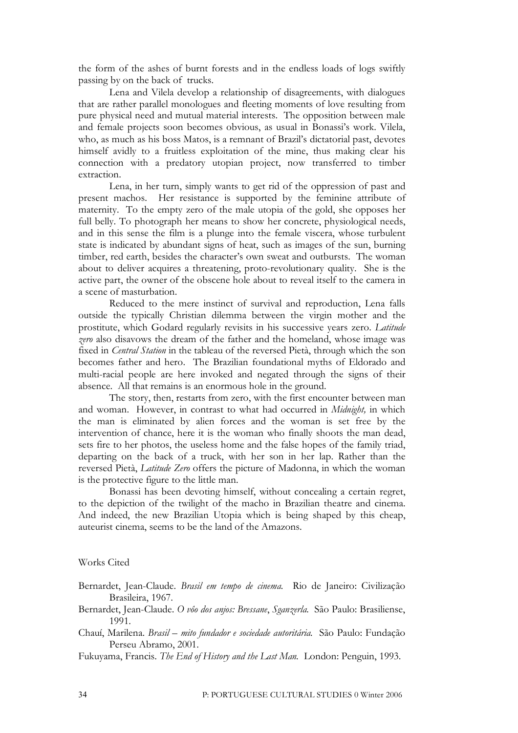the form of the ashes of burnt forests and in the endless loads of logs swiftly passing by on the back of trucks.

Lena and Vilela develop a relationship of disagreements, with dialogues that are rather parallel monologues and fleeting moments of love resulting from pure physical need and mutual material interests. The opposition between male and female projects soon becomes obvious, as usual in Bonassi's work. Vilela, who, as much as his boss Matos, is a remnant of Brazil's dictatorial past, devotes himself avidly to a fruitless exploitation of the mine, thus making clear his connection with a predatory utopian project, now transferred to timber extraction.

Lena, in her turn, simply wants to get rid of the oppression of past and present machos. Her resistance is supported by the feminine attribute of maternity. To the empty zero of the male utopia of the gold, she opposes her full belly. To photograph her means to show her concrete, physiological needs, and in this sense the film is a plunge into the female viscera, whose turbulent state is indicated by abundant signs of heat, such as images of the sun, burning timber, red earth, besides the character's own sweat and outbursts. The woman about to deliver acquires a threatening, proto-revolutionary quality. She is the active part, the owner of the obscene hole about to reveal itself to the camera in a scene of masturbation.

Reduced to the mere instinct of survival and reproduction, Lena falls outside the typically Christian dilemma between the virgin mother and the prostitute, which Godard regularly revisits in his successive years zero. *Latitude zero* also disavows the dream of the father and the homeland, whose image was fixed in *Central Station* in the tableau of the reversed Pietà, through which the son becomes father and hero. The Brazilian foundational myths of Eldorado and multi-racial people are here invoked and negated through the signs of their absence. All that remains is an enormous hole in the ground.

The story, then, restarts from zero, with the first encounter between man and woman. However, in contrast to what had occurred in *Midnight,* in which the man is eliminated by alien forces and the woman is set free by the intervention of chance, here it is the woman who finally shoots the man dead, sets fire to her photos, the useless home and the false hopes of the family triad, departing on the back of a truck, with her son in her lap. Rather than the reversed Pietà, *Latitude Zero* offers the picture of Madonna, in which the woman is the protective figure to the little man.

Bonassi has been devoting himself, without concealing a certain regret, to the depiction of the twilight of the macho in Brazilian theatre and cinema. And indeed, the new Brazilian Utopia which is being shaped by this cheap, auteurist cinema, seems to be the land of the Amazons.

Works Cited

Bernardet, Jean-Claude. *Brasil em tempo de cinema.* Rio de Janeiro: Civilização Brasileira, 1967.

Bernardet, Jean-Claude. *O vôo dos anjos: Bressane, Sganzerla.* São Paulo: Brasiliense, 1991.

Chauí, Marilena. *Brasil – mito fundador e sociedade autoritária.* São Paulo: Fundação Perseu Abramo, 2001.

Fukuyama, Francis. *The End of History and the Last Man.* London: Penguin, 1993.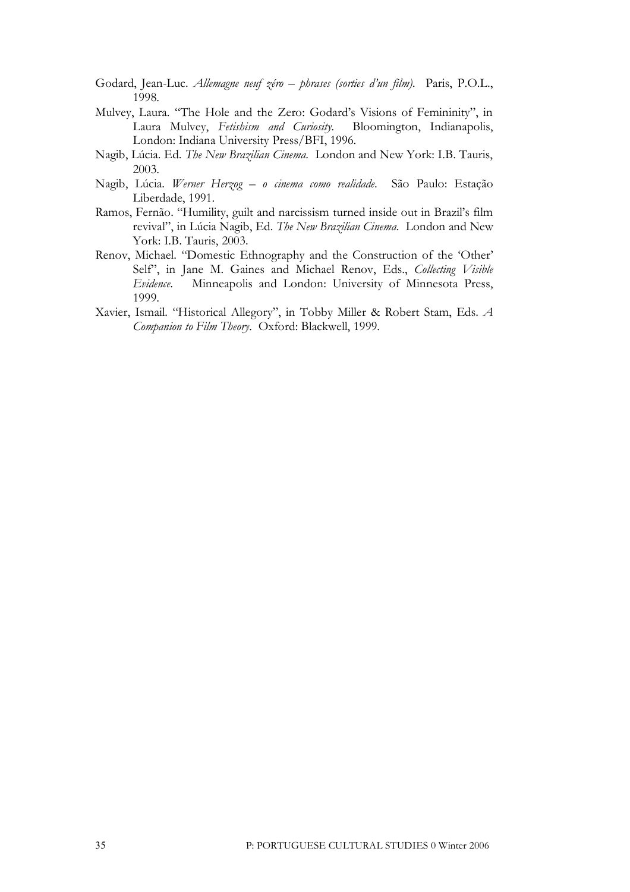Godard, Jean-Luc. *Allemagne neuf zéro – phrases (sorties d'un film).* Paris, P.O.L., 1998.

Mulvey, Laura. "The Hole and the Zero: Godard's Visions of Femininity", in Laura Mulvey, *Fetishism and Curiosity.* Bloomington, Indianapolis, London: Indiana University Press/BFI, 1996.

Nagib, Lúcia. Ed. *The New Brazilian Cinema.* London and New York: I.B. Tauris, 2003.

Nagib, Lúcia. *Werner Herzog – o cinema como realidade.* São Paulo: Estação Liberdade, 1991.

Ramos, Fernão. "Humility, guilt and narcissism turned inside out in Brazil's film revival", in Lúcia Nagib, Ed. *The New Brazilian Cinema.* London and New York: I.B. Tauris, 2003.

Renov, Michael. "Domestic Ethnography and the Construction of the 'Other' Self", in Jane M. Gaines and Michael Renov, Eds., *Collecting Visible Evidence.* Minneapolis and London: University of Minnesota Press, 1999.

Xavier, Ismail. "Historical Allegory", in Tobby Miller & Robert Stam, Eds. *A Companion to Film Theory.* Oxford: Blackwell, 1999.